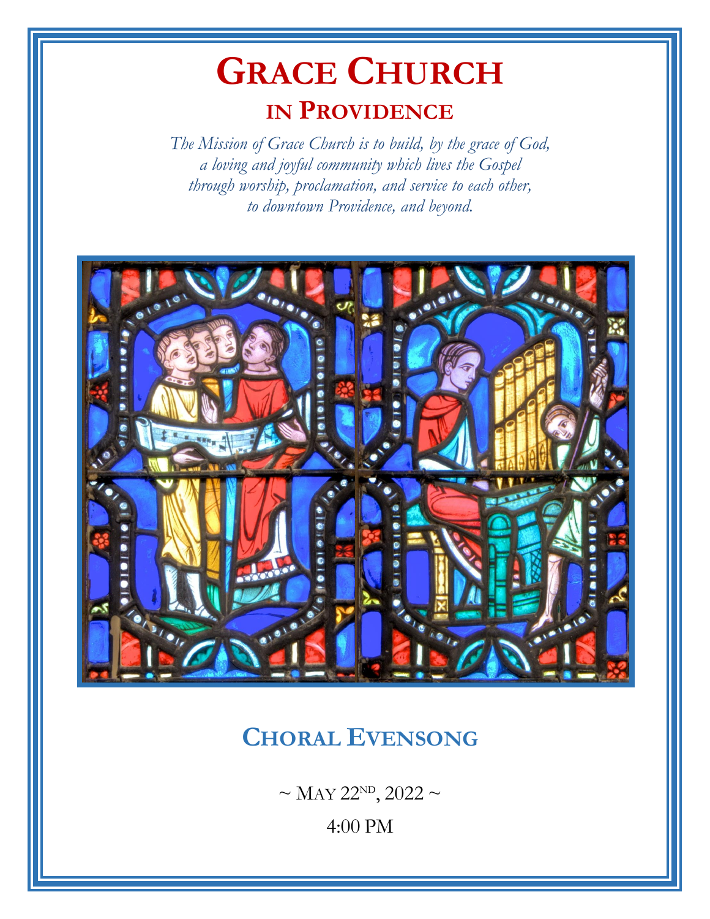# Grace Church

## in Providence

*The Mission of Grace Church is to build, by the grace of God, a loving and joyful community which lives the Gospel through worship, proclamation, and service to each other, to downtown Providence, and beyond.*

## Choral Evensong

~ May 22nd, 2022 ~

4:00 PM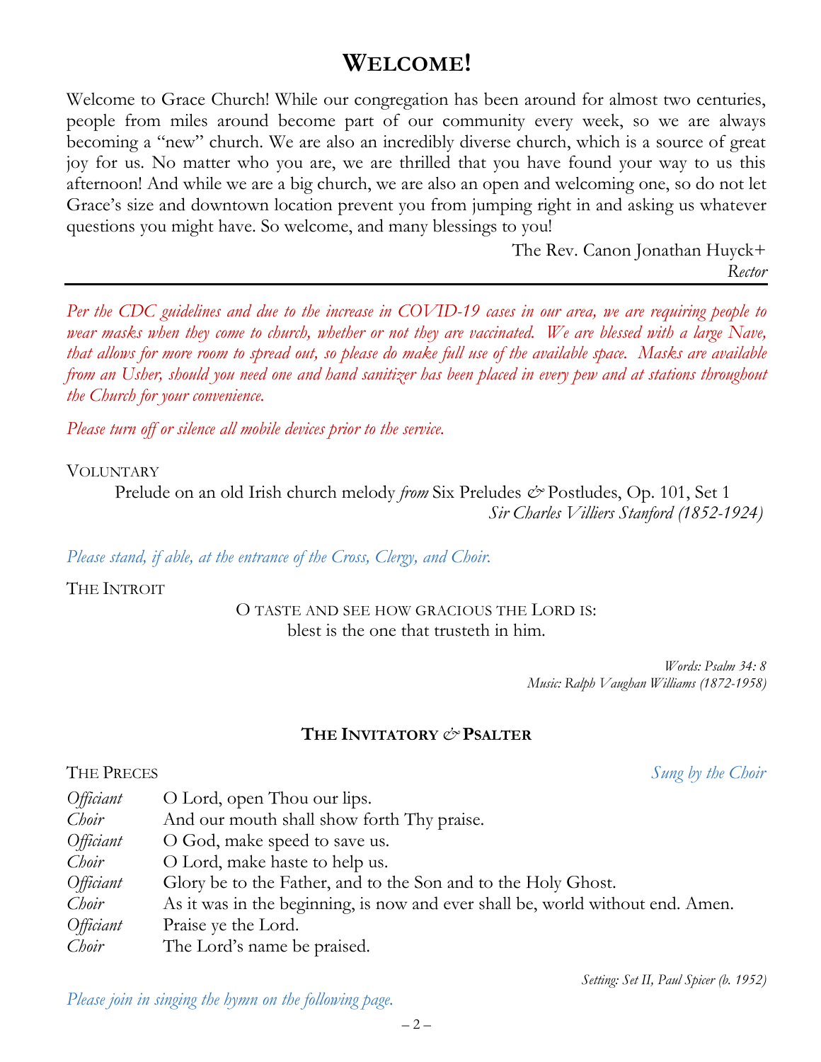# WELCOME!

Welcome to Grace Church! While our congregation has been around for almost two centuries, people from miles around become part of our community every week, so we are always becoming a "new" church. We are also an incredibly diverse church, which is a source of great joy for us. No matter who you are, we are thrilled that you have found your way to us this afternoon! And while we are a big church, we are also an open and welcoming one, so do not let Grace's size and downtown location prevent you from jumping right in and asking us whatever questions you might have. So welcome, and many blessings to you!

The Rev. Canon Jonathan Huyck+
*Rector*

---

*Per the CDC guidelines and due to the increase in COVID-19 cases in our area, we are requiring people to wear masks when they come to church, whether or not they are vaccinated. We are blessed with a large Nave, that allows for more room to spread out, so please do make full use of the available space. Masks are available from an Usher, should you need one and hand sanitizer has been placed in every pew and at stations throughout the Church for your convenience.*

*Please turn off or silence all mobile devices prior to the service.*

VOLUNTARY

Prelude on an old Irish church melody *from* Six Preludes *&* Postludes, Op. 101, Set 1
*Sir Charles Villiers Stanford (1852-1924)*

*Please stand, if able, at the entrance of the Cross, Clergy, and Choir.*

THE INTROIT

O TASTE AND SEE HOW GRACIOUS THE LORD IS:
blest is the one that trusteth in him.

*Words: Psalm 34: 8*
*Music: Ralph Vaughan Williams (1872-1958)*

## THE INVITATORY *&* PSALTER

THE PRECES *Sung by the Choir*

| | |
|---|---|
| *Officiant* | O Lord, open Thou our lips. |
| *Choir* | And our mouth shall show forth Thy praise. |
| *Officiant* | O God, make speed to save us. |
| *Choir* | O Lord, make haste to help us. |
| *Officiant* | Glory be to the Father, and to the Son and to the Holy Ghost. |
| *Choir* | As it was in the beginning, is now and ever shall be, world without end. Amen. |
| *Officiant* | Praise ye the Lord. |
| *Choir* | The Lord's name be praised. |

*Setting: Set II, Paul Spicer (b. 1952)*

*Please join in singing the hymn on the following page.*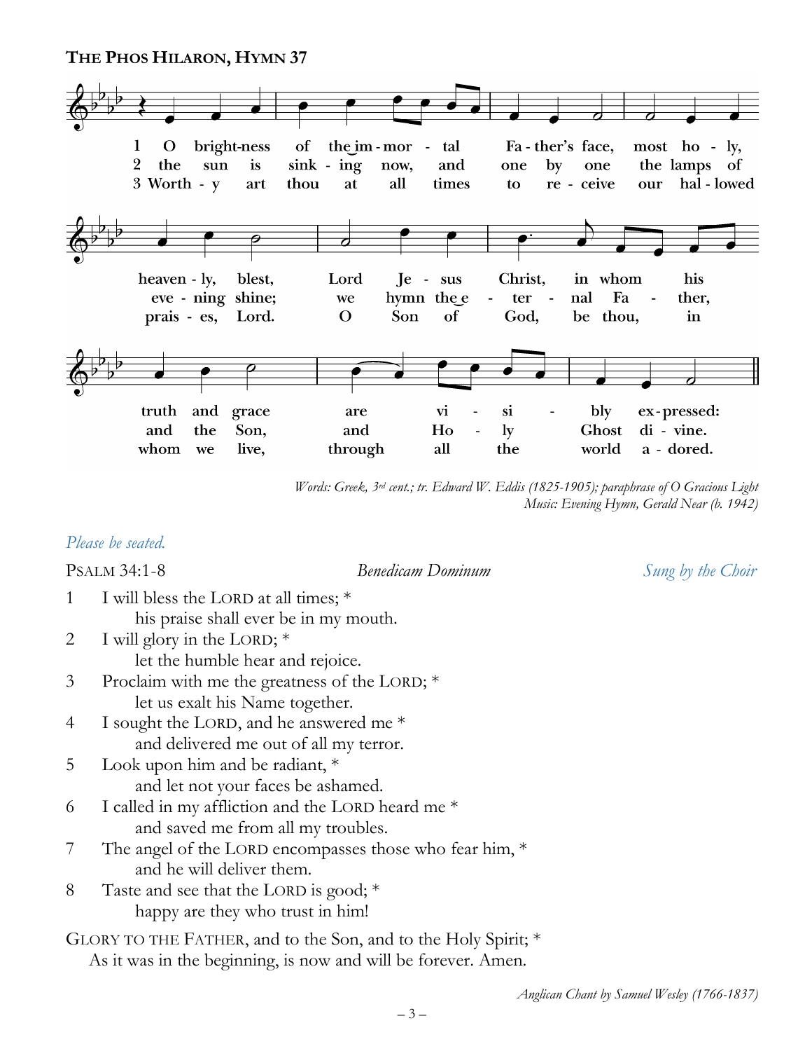**The Phos Hilaron, Hymn 37**

1 O brightness of the immortal Father's face, most holy, heavenly, blest, Lord Jesus Christ, in whom his truth and grace are visibly expressed:

2 the sun is sinking now, and one by one the lamps of evening shine; we hymn the eternal Father, and the Son, and Holy Ghost divine.

3 Worthy art thou at all times to receive our hallowed praises, Lord. O Son of God, be thou, in whom we live, through all the world adored.

*Words: Greek, 3rd cent.; tr. Edward W. Eddis (1825-1905); paraphrase of O Gracious Light*
*Music: Evening Hymn, Gerald Near (b. 1942)*

*Please be seated.*

Psalm 34:1-8 — *Benedicam Dominum* — *Sung by the Choir*

1 I will bless the LORD at all times; *
 his praise shall ever be in my mouth.

2 I will glory in the LORD; *
 let the humble hear and rejoice.

3 Proclaim with me the greatness of the LORD; *
 let us exalt his Name together.

4 I sought the LORD, and he answered me *
 and delivered me out of all my terror.

5 Look upon him and be radiant, *
 and let not your faces be ashamed.

6 I called in my affliction and the LORD heard me *
 and saved me from all my troubles.

7 The angel of the LORD encompasses those who fear him, *
 and he will deliver them.

8 Taste and see that the LORD is good; *
 happy are they who trust in him!

GLORY TO THE FATHER, and to the Son, and to the Holy Spirit; *
 As it was in the beginning, is now and will be forever. Amen.

*Anglican Chant by Samuel Wesley (1766-1837)*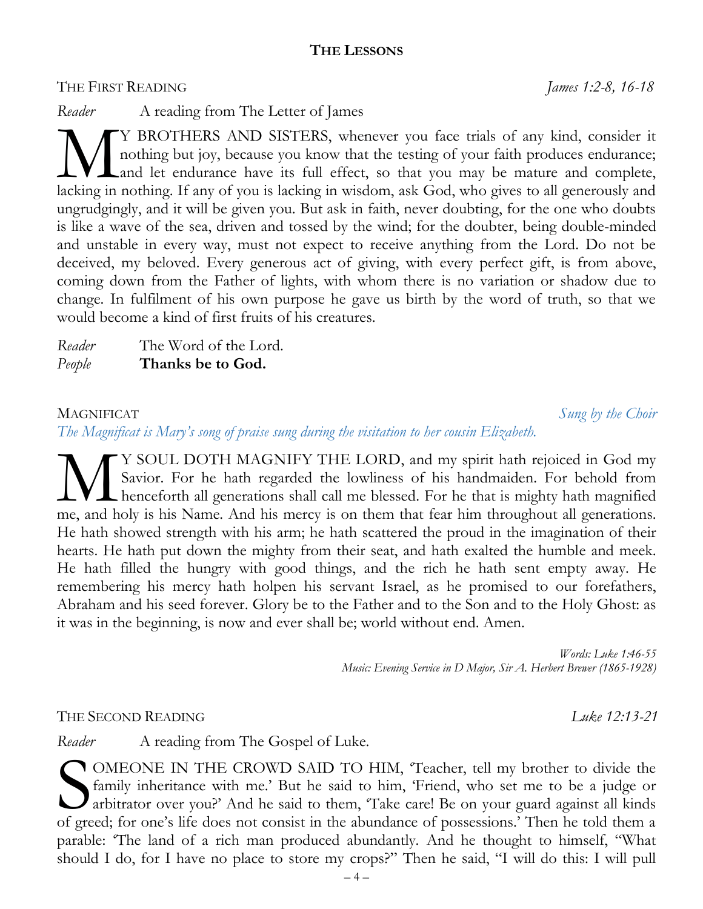## The Lessons

The First Reading *James 1:2-8, 16-18*

*Reader* A reading from The Letter of James

MY BROTHERS AND SISTERS, whenever you face trials of any kind, consider it nothing but joy, because you know that the testing of your faith produces endurance; and let endurance have its full effect, so that you may be mature and complete, lacking in nothing. If any of you is lacking in wisdom, ask God, who gives to all generously and ungrudgingly, and it will be given you. But ask in faith, never doubting, for the one who doubts is like a wave of the sea, driven and tossed by the wind; for the doubter, being double-minded and unstable in every way, must not expect to receive anything from the Lord. Do not be deceived, my beloved. Every generous act of giving, with every perfect gift, is from above, coming down from the Father of lights, with whom there is no variation or shadow due to change. In fulfilment of his own purpose he gave us birth by the word of truth, so that we would become a kind of first fruits of his creatures.

*Reader* The Word of the Lord.
*People* **Thanks be to God.**

Magnificat *Sung by the Choir*

*The Magnificat is Mary's song of praise sung during the visitation to her cousin Elizabeth.*

MY SOUL DOTH MAGNIFY THE LORD, and my spirit hath rejoiced in God my Savior. For he hath regarded the lowliness of his handmaiden. For behold from henceforth all generations shall call me blessed. For he that is mighty hath magnified me, and holy is his Name. And his mercy is on them that fear him throughout all generations. He hath showed strength with his arm; he hath scattered the proud in the imagination of their hearts. He hath put down the mighty from their seat, and hath exalted the humble and meek. He hath filled the hungry with good things, and the rich he hath sent empty away. He remembering his mercy hath holpen his servant Israel, as he promised to our forefathers, Abraham and his seed forever. Glory be to the Father and to the Son and to the Holy Ghost: as it was in the beginning, is now and ever shall be; world without end. Amen.

*Words: Luke 1:46-55*
*Music: Evening Service in D Major, Sir A. Herbert Brewer (1865-1928)*

The Second Reading *Luke 12:13-21*

*Reader* A reading from The Gospel of Luke.

SOMEONE IN THE CROWD SAID TO HIM, 'Teacher, tell my brother to divide the family inheritance with me.' But he said to him, 'Friend, who set me to be a judge or arbitrator over you?' And he said to them, 'Take care! Be on your guard against all kinds of greed; for one's life does not consist in the abundance of possessions.' Then he told them a parable: 'The land of a rich man produced abundantly. And he thought to himself, "What should I do, for I have no place to store my crops?" Then he said, "I will do this: I will pull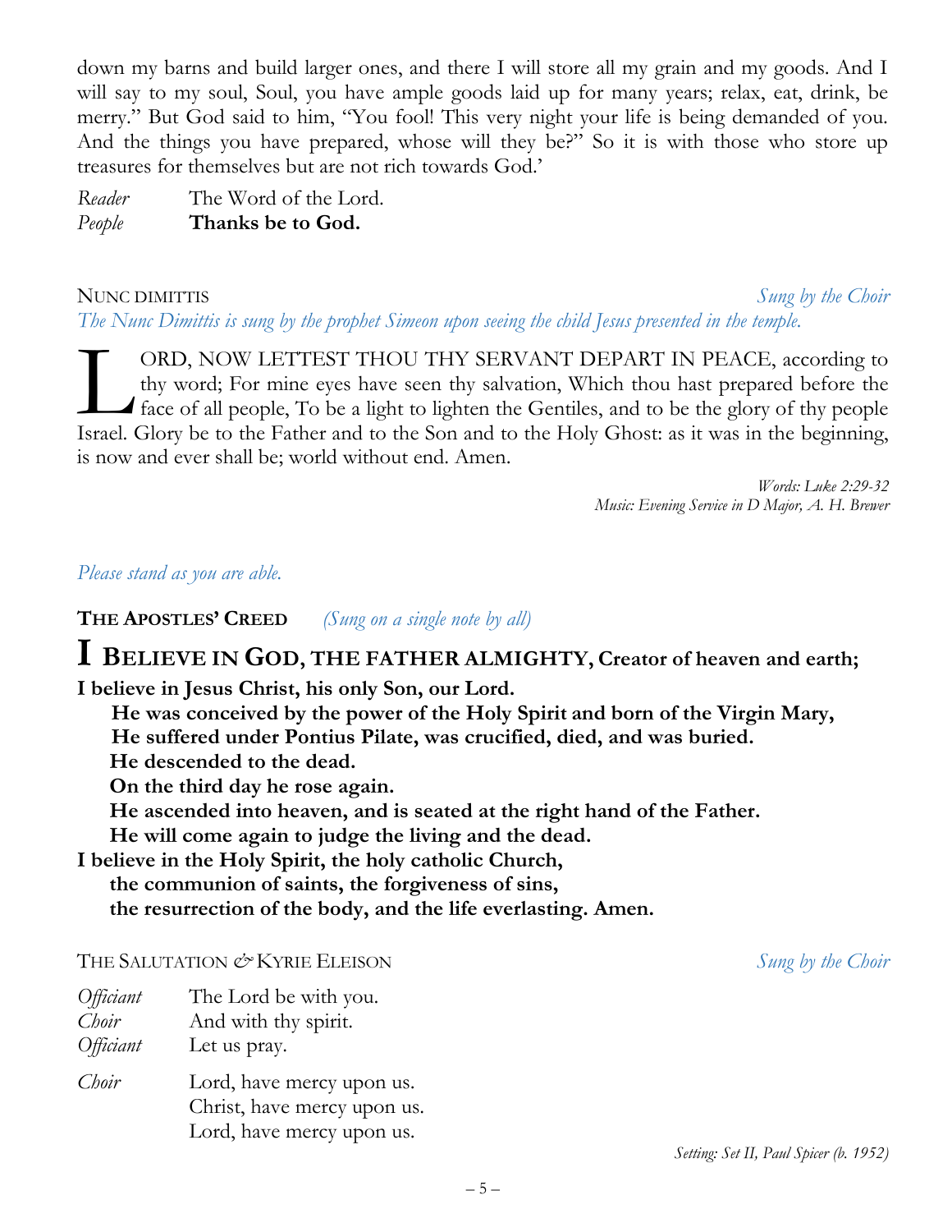down my barns and build larger ones, and there I will store all my grain and my goods. And I will say to my soul, Soul, you have ample goods laid up for many years; relax, eat, drink, be merry." But God said to him, "You fool! This very night your life is being demanded of you. And the things you have prepared, whose will they be?" So it is with those who store up treasures for themselves but are not rich towards God.'

*Reader* The Word of the Lord.
*People* **Thanks be to God.**

NUNC DIMITTIS *Sung by the Choir*

*The Nunc Dimittis is sung by the prophet Simeon upon seeing the child Jesus presented in the temple.*

LORD, NOW LETTEST THOU THY SERVANT DEPART IN PEACE, according to thy word; For mine eyes have seen thy salvation, Which thou hast prepared before the face of all people, To be a light to lighten the Gentiles, and to be the glory of thy people Israel. Glory be to the Father and to the Son and to the Holy Ghost: as it was in the beginning, is now and ever shall be; world without end. Amen.

*Words: Luke 2:29-32*
*Music: Evening Service in D Major, A. H. Brewer*

*Please stand as you are able.*

**THE APOSTLES' CREED** *(Sung on a single note by all)*

**I BELIEVE IN GOD, THE FATHER ALMIGHTY, Creator of heaven and earth;**
**I believe in Jesus Christ, his only Son, our Lord.**
**He was conceived by the power of the Holy Spirit and born of the Virgin Mary,**
**He suffered under Pontius Pilate, was crucified, died, and was buried.**
**He descended to the dead.**
**On the third day he rose again.**
**He ascended into heaven, and is seated at the right hand of the Father.**
**He will come again to judge the living and the dead.**
**I believe in the Holy Spirit, the holy catholic Church,**
**the communion of saints, the forgiveness of sins,**
**the resurrection of the body, and the life everlasting. Amen.**

THE SALUTATION & KYRIE ELEISON *Sung by the Choir*

*Officiant* The Lord be with you.
*Choir* And with thy spirit.
*Officiant* Let us pray.

*Choir* Lord, have mercy upon us.
Christ, have mercy upon us.
Lord, have mercy upon us.

*Setting: Set II, Paul Spicer (b. 1952)*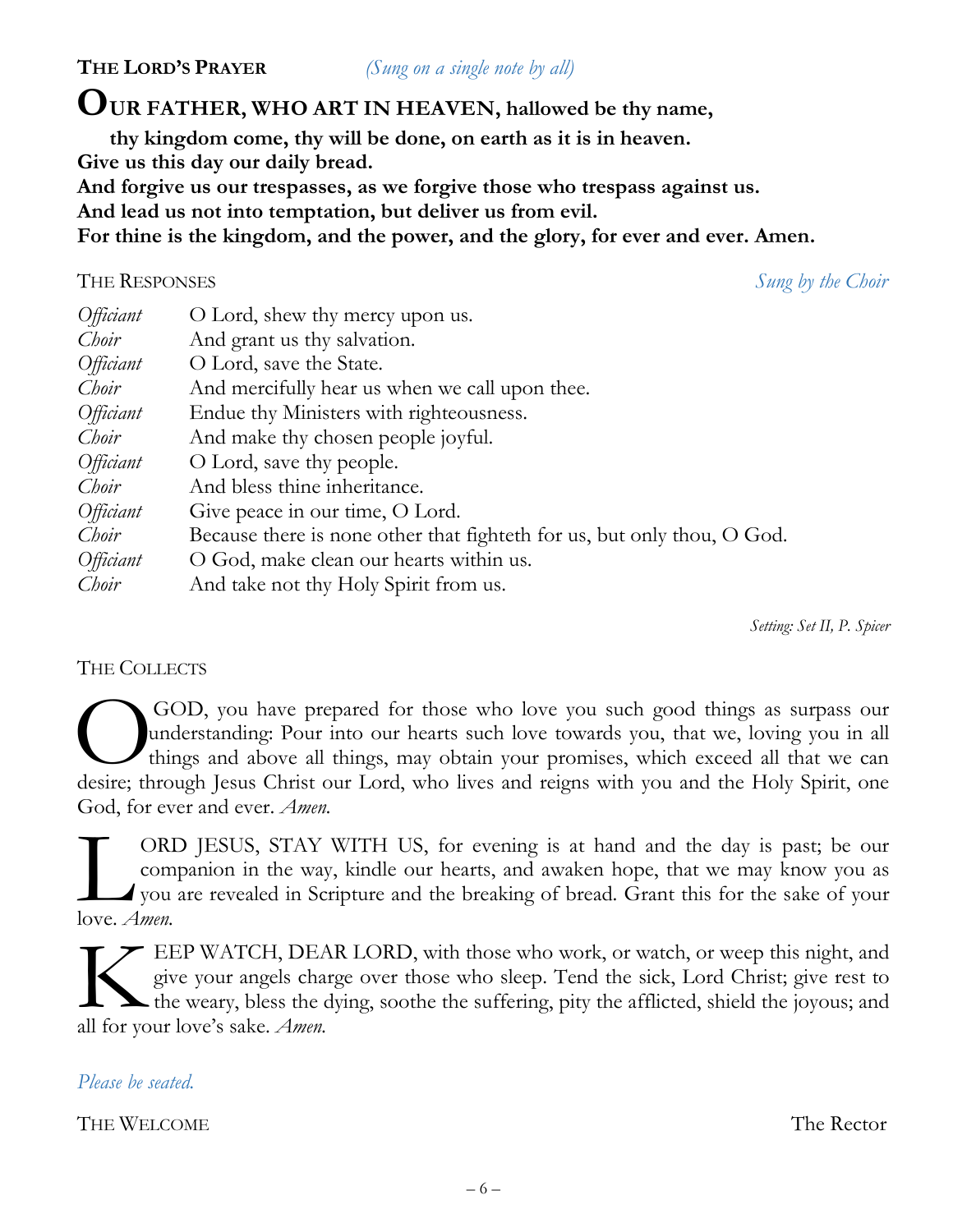### THE LORD'S PRAYER *(Sung on a single note by all)*

**OUR FATHER, WHO ART IN HEAVEN, hallowed be thy name,**
**thy kingdom come, thy will be done, on earth as it is in heaven.**
**Give us this day our daily bread.**
**And forgive us our trespasses, as we forgive those who trespass against us.**
**And lead us not into temptation, but deliver us from evil.**
**For thine is the kingdom, and the power, and the glory, for ever and ever. Amen.**

### THE RESPONSES *Sung by the Choir*

*Officiant* O Lord, shew thy mercy upon us.
*Choir* And grant us thy salvation.
*Officiant* O Lord, save the State.
*Choir* And mercifully hear us when we call upon thee.
*Officiant* Endue thy Ministers with righteousness.
*Choir* And make thy chosen people joyful.
*Officiant* O Lord, save thy people.
*Choir* And bless thine inheritance.
*Officiant* Give peace in our time, O Lord.
*Choir* Because there is none other that fighteth for us, but only thou, O God.
*Officiant* O God, make clean our hearts within us.
*Choir* And take not thy Holy Spirit from us.

*Setting: Set II, P. Spicer*

### THE COLLECTS

O GOD, you have prepared for those who love you such good things as surpass our understanding: Pour into our hearts such love towards you, that we, loving you in all things and above all things, may obtain your promises, which exceed all that we can desire; through Jesus Christ our Lord, who lives and reigns with you and the Holy Spirit, one God, for ever and ever. *Amen.*

LORD JESUS, STAY WITH US, for evening is at hand and the day is past; be our companion in the way, kindle our hearts, and awaken hope, that we may know you as you are revealed in Scripture and the breaking of bread. Grant this for the sake of your love. *Amen.*

KEEP WATCH, DEAR LORD, with those who work, or watch, or weep this night, and give your angels charge over those who sleep. Tend the sick, Lord Christ; give rest to the weary, bless the dying, soothe the suffering, pity the afflicted, shield the joyous; and all for your love's sake. *Amen.*

*Please be seated.*

### THE WELCOME The Rector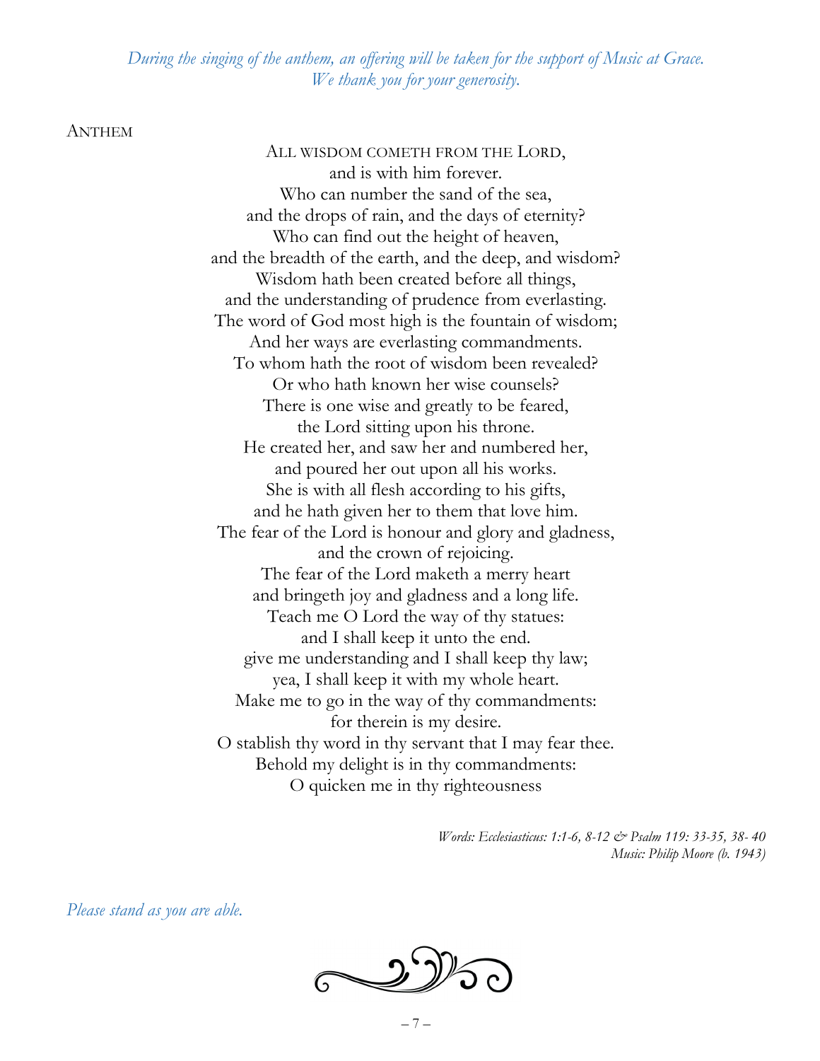*During the singing of the anthem, an offering will be taken for the support of Music at Grace. We thank you for your generosity.*

## Anthem

All wisdom cometh from the Lord,
and is with him forever.
Who can number the sand of the sea,
and the drops of rain, and the days of eternity?
Who can find out the height of heaven,
and the breadth of the earth, and the deep, and wisdom?
Wisdom hath been created before all things,
and the understanding of prudence from everlasting.
The word of God most high is the fountain of wisdom;
And her ways are everlasting commandments.
To whom hath the root of wisdom been revealed?
Or who hath known her wise counsels?
There is one wise and greatly to be feared,
the Lord sitting upon his throne.
He created her, and saw her and numbered her,
and poured her out upon all his works.
She is with all flesh according to his gifts,
and he hath given her to them that love him.
The fear of the Lord is honour and glory and gladness,
and the crown of rejoicing.
The fear of the Lord maketh a merry heart
and bringeth joy and gladness and a long life.
Teach me O Lord the way of thy statues:
and I shall keep it unto the end.
give me understanding and I shall keep thy law;
yea, I shall keep it with my whole heart.
Make me to go in the way of thy commandments:
for therein is my desire.
O stablish thy word in thy servant that I may fear thee.
Behold my delight is in thy commandments:
O quicken me in thy righteousness

*Words: Ecclesiasticus: 1:1-6, 8-12 & Psalm 119: 33-35, 38- 40*
*Music: Philip Moore (b. 1943)*

*Please stand as you are able.*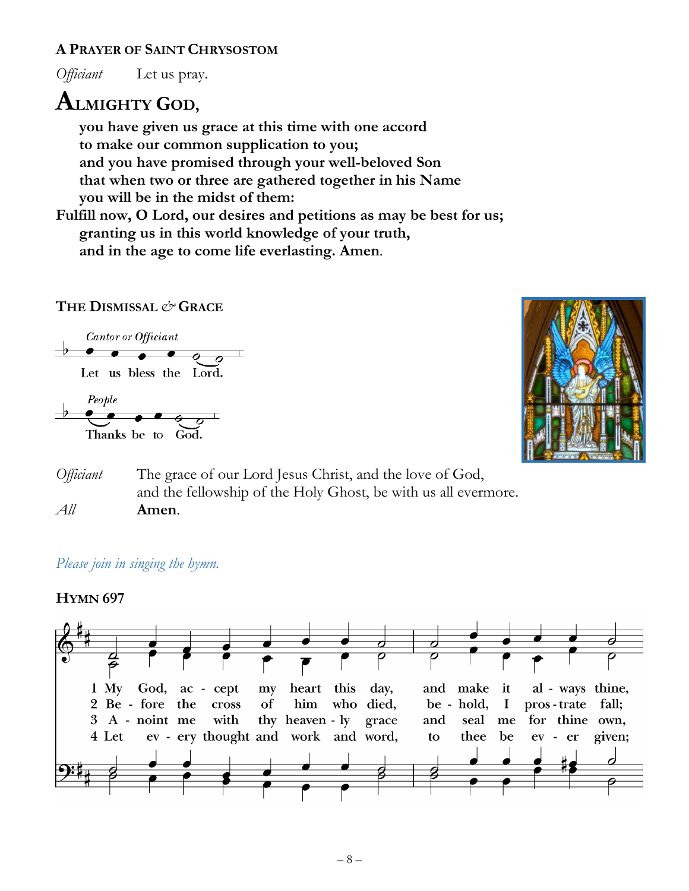### A Prayer of Saint Chrysostom

*Officiant* Let us pray.

**Almighty God,**
**you have given us grace at this time with one accord**
**to make our common supplication to you;**
**and you have promised through your well-beloved Son**
**that when two or three are gathered together in his Name**
**you will be in the midst of them:**
**Fulfill now, O Lord, our desires and petitions as may be best for us;**
**granting us in this world knowledge of your truth,**
**and in the age to come life everlasting. Amen.**

### The Dismissal & Grace

*Cantor or Officiant*
Let us bless the Lord.

*People*
Thanks be to God.

*Officiant* The grace of our Lord Jesus Christ, and the love of God, and the fellowship of the Holy Ghost, be with us all evermore.
*All* **Amen.**

*Please join in singing the hymn.*

### Hymn 697

1 My God, accept my heart this day, and make it always thine,
2 Before the cross of him who died, behold, I prostrate fall;
3 Anoint me with thy heavenly grace and seal me for thine own,
4 Let every thought and work and word, to thee be ever given;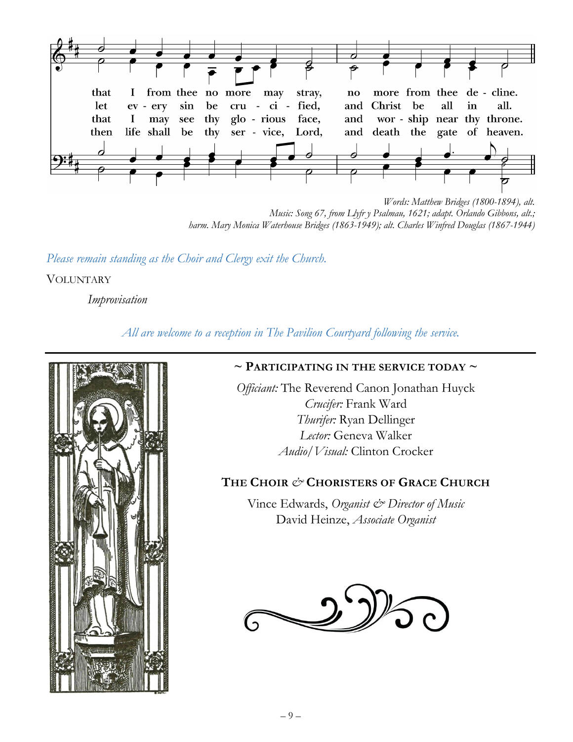that I from thee no more may stray, no more from thee de - cline.
let ev - ery sin be cru - ci - fied, and Christ be all in all.
that I may see thy glo - rious face, and wor - ship near thy throne.
then life shall be thy ser - vice, Lord, and death the gate of heaven.

*Words: Matthew Bridges (1800-1894), alt.*
*Music: Song 67, from Llyfr y Psalmau, 1621; adapt. Orlando Gibbons, alt.;*
*harm. Mary Monica Waterhouse Bridges (1863-1949); alt. Charles Winfred Douglas (1867-1944)*

*Please remain standing as the Choir and Clergy exit the Church.*

VOLUNTARY

*Improvisation*

*All are welcome to a reception in The Pavilion Courtyard following the service.*

---

## ~ PARTICIPATING IN THE SERVICE TODAY ~

*Officiant:* The Reverend Canon Jonathan Huyck
*Crucifer:* Frank Ward
*Thurifer:* Ryan Dellinger
*Lector:* Geneva Walker
*Audio/Visual:* Clinton Crocker

## THE CHOIR & CHORISTERS OF GRACE CHURCH

Vince Edwards, *Organist & Director of Music*
David Heinze, *Associate Organist*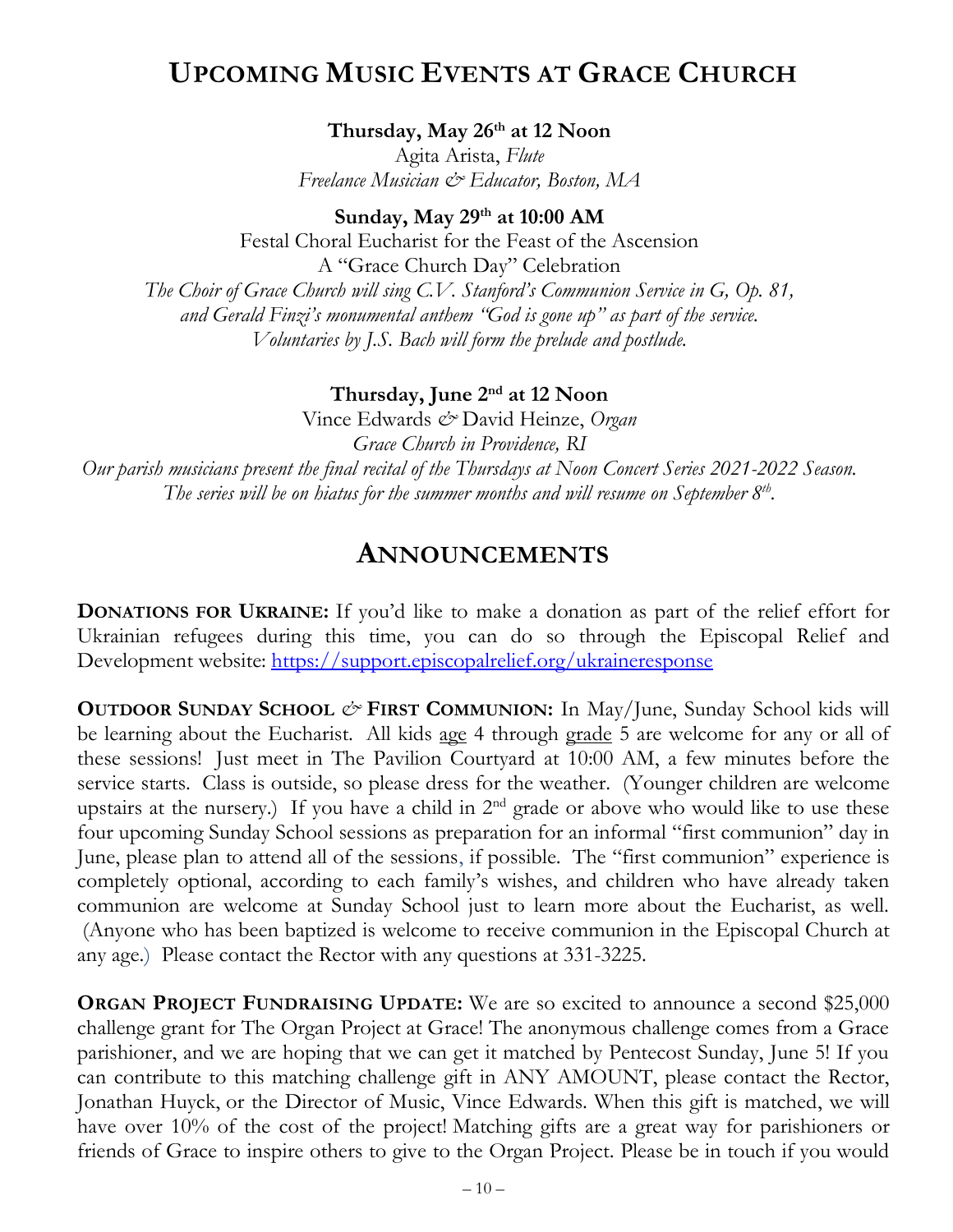# Upcoming Music Events at Grace Church

**Thursday, May 26th at 12 Noon**
Agita Arista, *Flute*
*Freelance Musician & Educator, Boston, MA*

**Sunday, May 29th at 10:00 AM**
Festal Choral Eucharist for the Feast of the Ascension
A "Grace Church Day" Celebration
*The Choir of Grace Church will sing C.V. Stanford's Communion Service in G, Op. 81, and Gerald Finzi's monumental anthem "God is gone up" as part of the service. Voluntaries by J.S. Bach will form the prelude and postlude.*

**Thursday, June 2nd at 12 Noon**
Vince Edwards & David Heinze, *Organ*
*Grace Church in Providence, RI*
*Our parish musicians present the final recital of the Thursdays at Noon Concert Series 2021-2022 Season. The series will be on hiatus for the summer months and will resume on September 8th.*

# Announcements

**Donations for Ukraine:** If you'd like to make a donation as part of the relief effort for Ukrainian refugees during this time, you can do so through the Episcopal Relief and Development website: https://support.episcopalrelief.org/ukraineresponse

**Outdoor Sunday School & First Communion:** In May/June, Sunday School kids will be learning about the Eucharist. All kids age 4 through grade 5 are welcome for any or all of these sessions! Just meet in The Pavilion Courtyard at 10:00 AM, a few minutes before the service starts. Class is outside, so please dress for the weather. (Younger children are welcome upstairs at the nursery.) If you have a child in 2nd grade or above who would like to use these four upcoming Sunday School sessions as preparation for an informal "first communion" day in June, please plan to attend all of the sessions, if possible. The "first communion" experience is completely optional, according to each family's wishes, and children who have already taken communion are welcome at Sunday School just to learn more about the Eucharist, as well. (Anyone who has been baptized is welcome to receive communion in the Episcopal Church at any age.) Please contact the Rector with any questions at 331-3225.

**Organ Project Fundraising Update:** We are so excited to announce a second $25,000 challenge grant for The Organ Project at Grace! The anonymous challenge comes from a Grace parishioner, and we are hoping that we can get it matched by Pentecost Sunday, June 5! If you can contribute to this matching challenge gift in ANY AMOUNT, please contact the Rector, Jonathan Huyck, or the Director of Music, Vince Edwards. When this gift is matched, we will have over 10% of the cost of the project! Matching gifts are a great way for parishioners or friends of Grace to inspire others to give to the Organ Project. Please be in touch if you would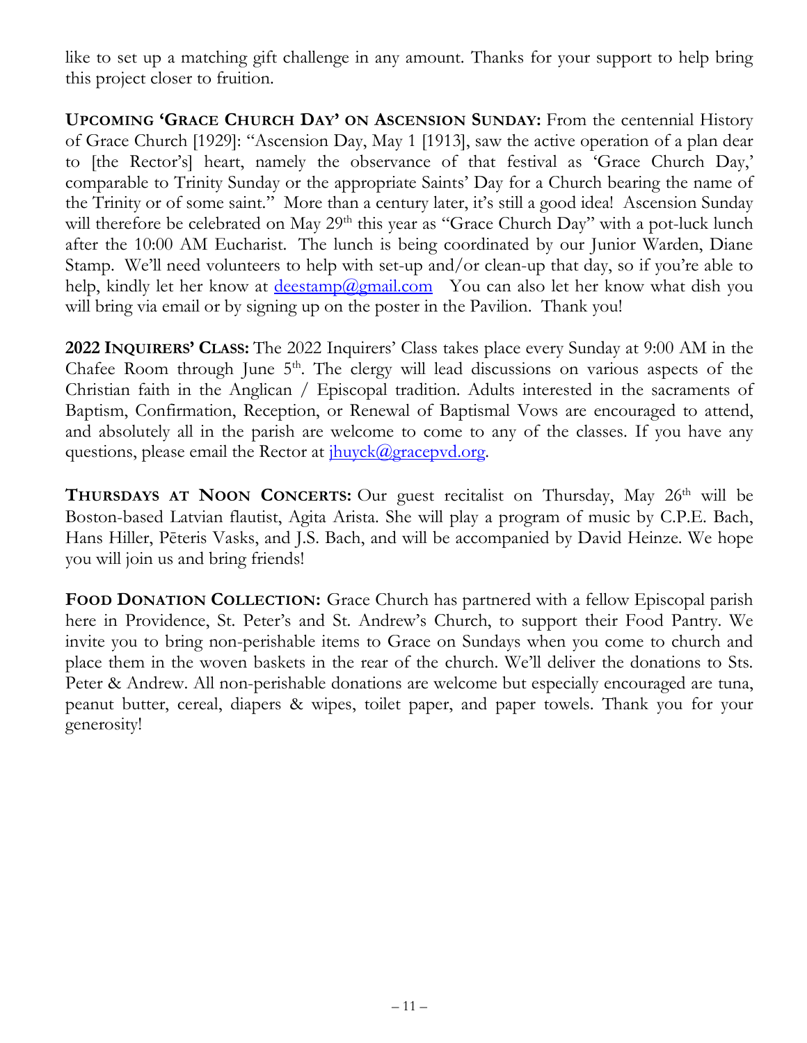like to set up a matching gift challenge in any amount. Thanks for your support to help bring this project closer to fruition.

**UPCOMING 'GRACE CHURCH DAY' ON ASCENSION SUNDAY:** From the centennial History of Grace Church [1929]: "Ascension Day, May 1 [1913], saw the active operation of a plan dear to [the Rector's] heart, namely the observance of that festival as 'Grace Church Day,' comparable to Trinity Sunday or the appropriate Saints' Day for a Church bearing the name of the Trinity or of some saint." More than a century later, it's still a good idea! Ascension Sunday will therefore be celebrated on May 29th this year as "Grace Church Day" with a pot-luck lunch after the 10:00 AM Eucharist. The lunch is being coordinated by our Junior Warden, Diane Stamp. We'll need volunteers to help with set-up and/or clean-up that day, so if you're able to help, kindly let her know at deestamp@gmail.com You can also let her know what dish you will bring via email or by signing up on the poster in the Pavilion. Thank you!

**2022 INQUIRERS' CLASS:** The 2022 Inquirers' Class takes place every Sunday at 9:00 AM in the Chafee Room through June 5th. The clergy will lead discussions on various aspects of the Christian faith in the Anglican / Episcopal tradition. Adults interested in the sacraments of Baptism, Confirmation, Reception, or Renewal of Baptismal Vows are encouraged to attend, and absolutely all in the parish are welcome to come to any of the classes. If you have any questions, please email the Rector at jhuyck@gracepvd.org.

**THURSDAYS AT NOON CONCERTS:** Our guest recitalist on Thursday, May 26th will be Boston-based Latvian flautist, Agita Arista. She will play a program of music by C.P.E. Bach, Hans Hiller, Pēteris Vasks, and J.S. Bach, and will be accompanied by David Heinze. We hope you will join us and bring friends!

**FOOD DONATION COLLECTION:** Grace Church has partnered with a fellow Episcopal parish here in Providence, St. Peter's and St. Andrew's Church, to support their Food Pantry. We invite you to bring non-perishable items to Grace on Sundays when you come to church and place them in the woven baskets in the rear of the church. We'll deliver the donations to Sts. Peter & Andrew. All non-perishable donations are welcome but especially encouraged are tuna, peanut butter, cereal, diapers & wipes, toilet paper, and paper towels. Thank you for your generosity!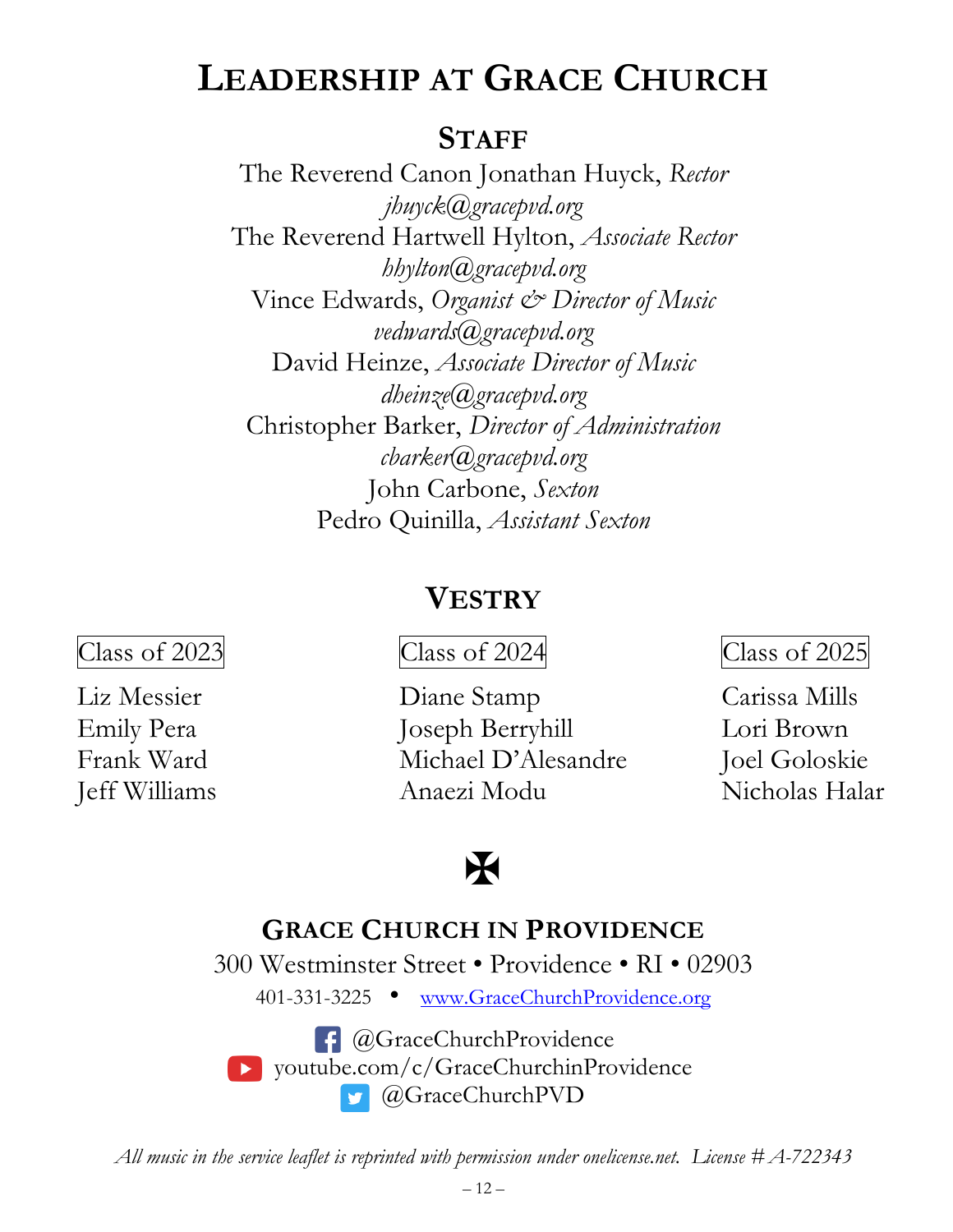# Leadership at Grace Church

## Staff

The Reverend Canon Jonathan Huyck, *Rector*
*jhuyck@gracepvd.org*
The Reverend Hartwell Hylton, *Associate Rector*
*hhylton@gracepvd.org*
Vince Edwards, *Organist & Director of Music*
*vedwards@gracepvd.org*
David Heinze, *Associate Director of Music*
*dheinze@gracepvd.org*
Christopher Barker, *Director of Administration*
*cbarker@gracepvd.org*
John Carbone, *Sexton*
Pedro Quinilla, *Assistant Sexton*

## Vestry

| Class of 2023 | Class of 2024 | Class of 2025 |
|---|---|---|
| Liz Messier | Diane Stamp | Carissa Mills |
| Emily Pera | Joseph Berryhill | Lori Brown |
| Frank Ward | Michael D'Alesandre | Joel Goloskie |
| Jeff Williams | Anaezi Modu | Nicholas Halar |

✠

**Grace Church in Providence**
300 Westminster Street • Providence • RI • 02903
401-331-3225 • www.GraceChurchProvidence.org

@GraceChurchProvidence
youtube.com/c/GraceChurchinProvidence
@GraceChurchPVD

*All music in the service leaflet is reprinted with permission under onelicense.net. License # A-722343*